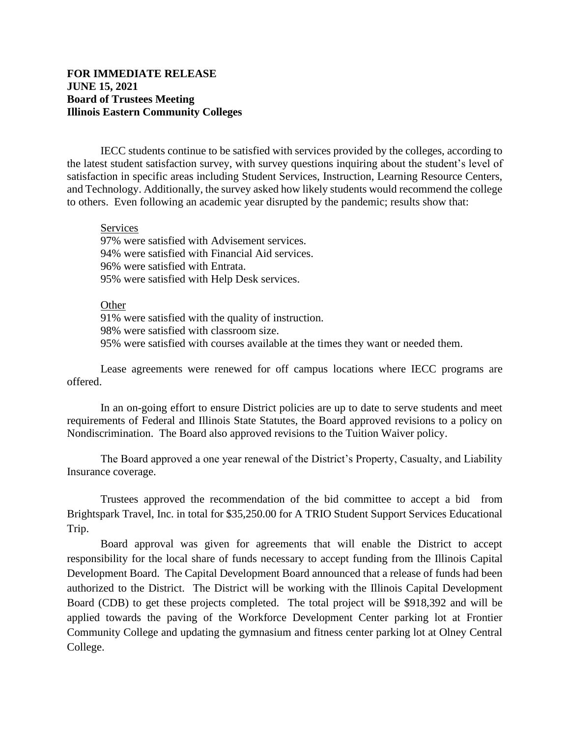**FOR IMMEDIATE RELEASE**
**JUNE 15, 2021**
**Board of Trustees Meeting**
**Illinois Eastern Community Colleges**

IECC students continue to be satisfied with services provided by the colleges, according to the latest student satisfaction survey, with survey questions inquiring about the student's level of satisfaction in specific areas including Student Services, Instruction, Learning Resource Centers, and Technology. Additionally, the survey asked how likely students would recommend the college to others. Even following an academic year disrupted by the pandemic; results show that:

<u>Services</u>
97% were satisfied with Advisement services.
94% were satisfied with Financial Aid services.
96% were satisfied with Entrata.
95% were satisfied with Help Desk services.

<u>Other</u>
91% were satisfied with the quality of instruction.
98% were satisfied with classroom size.
95% were satisfied with courses available at the times they want or needed them.

Lease agreements were renewed for off campus locations where IECC programs are offered.

In an on-going effort to ensure District policies are up to date to serve students and meet requirements of Federal and Illinois State Statutes, the Board approved revisions to a policy on Nondiscrimination. The Board also approved revisions to the Tuition Waiver policy.

The Board approved a one year renewal of the District's Property, Casualty, and Liability Insurance coverage.

Trustees approved the recommendation of the bid committee to accept a bid from Brightspark Travel, Inc. in total for $35,250.00 for A TRIO Student Support Services Educational Trip.

Board approval was given for agreements that will enable the District to accept responsibility for the local share of funds necessary to accept funding from the Illinois Capital Development Board. The Capital Development Board announced that a release of funds had been authorized to the District. The District will be working with the Illinois Capital Development Board (CDB) to get these projects completed. The total project will be $918,392 and will be applied towards the paving of the Workforce Development Center parking lot at Frontier Community College and updating the gymnasium and fitness center parking lot at Olney Central College.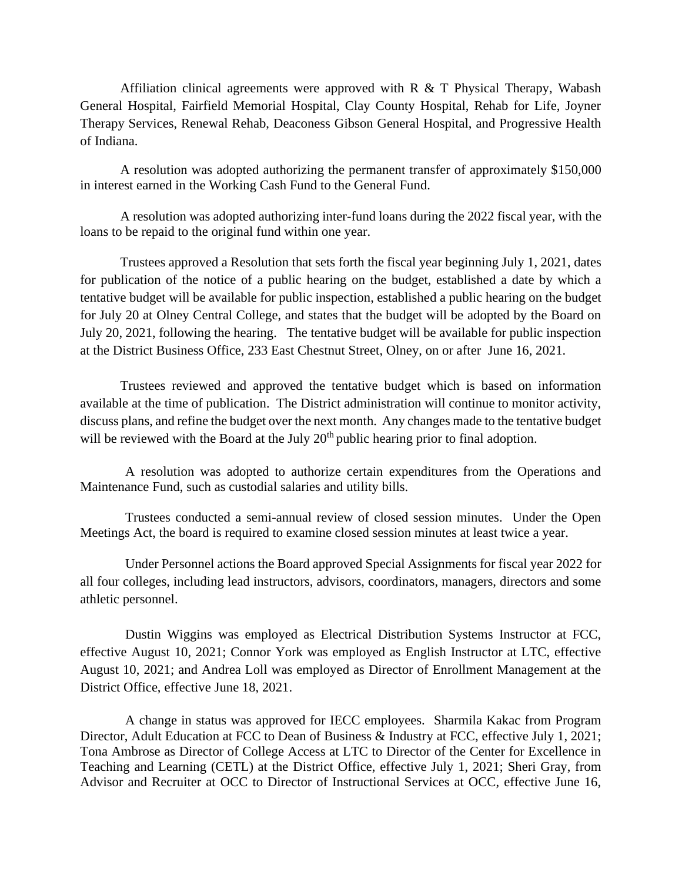Affiliation clinical agreements were approved with R & T Physical Therapy, Wabash General Hospital, Fairfield Memorial Hospital, Clay County Hospital, Rehab for Life, Joyner Therapy Services, Renewal Rehab, Deaconess Gibson General Hospital, and Progressive Health of Indiana.

A resolution was adopted authorizing the permanent transfer of approximately $150,000 in interest earned in the Working Cash Fund to the General Fund.

A resolution was adopted authorizing inter-fund loans during the 2022 fiscal year, with the loans to be repaid to the original fund within one year.

Trustees approved a Resolution that sets forth the fiscal year beginning July 1, 2021, dates for publication of the notice of a public hearing on the budget, established a date by which a tentative budget will be available for public inspection, established a public hearing on the budget for July 20 at Olney Central College, and states that the budget will be adopted by the Board on July 20, 2021, following the hearing. The tentative budget will be available for public inspection at the District Business Office, 233 East Chestnut Street, Olney, on or after June 16, 2021.

Trustees reviewed and approved the tentative budget which is based on information available at the time of publication. The District administration will continue to monitor activity, discuss plans, and refine the budget over the next month. Any changes made to the tentative budget will be reviewed with the Board at the July 20th public hearing prior to final adoption.

A resolution was adopted to authorize certain expenditures from the Operations and Maintenance Fund, such as custodial salaries and utility bills.

Trustees conducted a semi-annual review of closed session minutes. Under the Open Meetings Act, the board is required to examine closed session minutes at least twice a year.

Under Personnel actions the Board approved Special Assignments for fiscal year 2022 for all four colleges, including lead instructors, advisors, coordinators, managers, directors and some athletic personnel.

Dustin Wiggins was employed as Electrical Distribution Systems Instructor at FCC, effective August 10, 2021; Connor York was employed as English Instructor at LTC, effective August 10, 2021; and Andrea Loll was employed as Director of Enrollment Management at the District Office, effective June 18, 2021.

A change in status was approved for IECC employees. Sharmila Kakac from Program Director, Adult Education at FCC to Dean of Business & Industry at FCC, effective July 1, 2021; Tona Ambrose as Director of College Access at LTC to Director of the Center for Excellence in Teaching and Learning (CETL) at the District Office, effective July 1, 2021; Sheri Gray, from Advisor and Recruiter at OCC to Director of Instructional Services at OCC, effective June 16,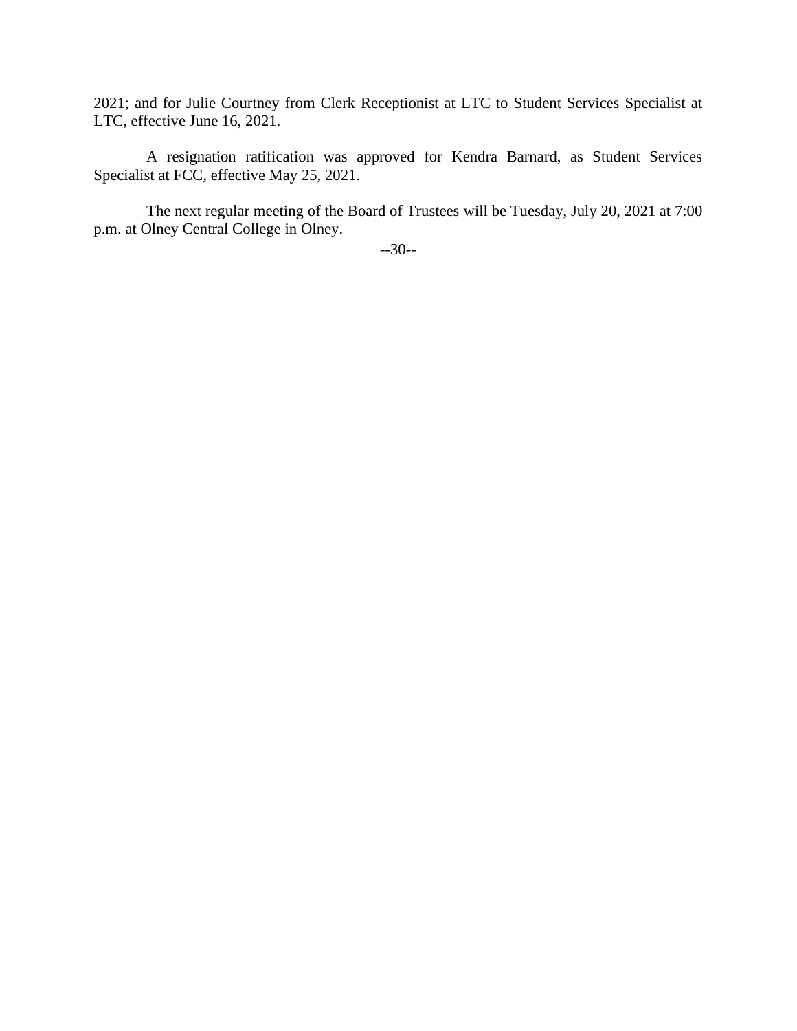2021; and for Julie Courtney from Clerk Receptionist at LTC to Student Services Specialist at LTC, effective June 16, 2021.

A resignation ratification was approved for Kendra Barnard, as Student Services Specialist at FCC, effective May 25, 2021.

The next regular meeting of the Board of Trustees will be Tuesday, July 20, 2021 at 7:00 p.m. at Olney Central College in Olney.

--30--